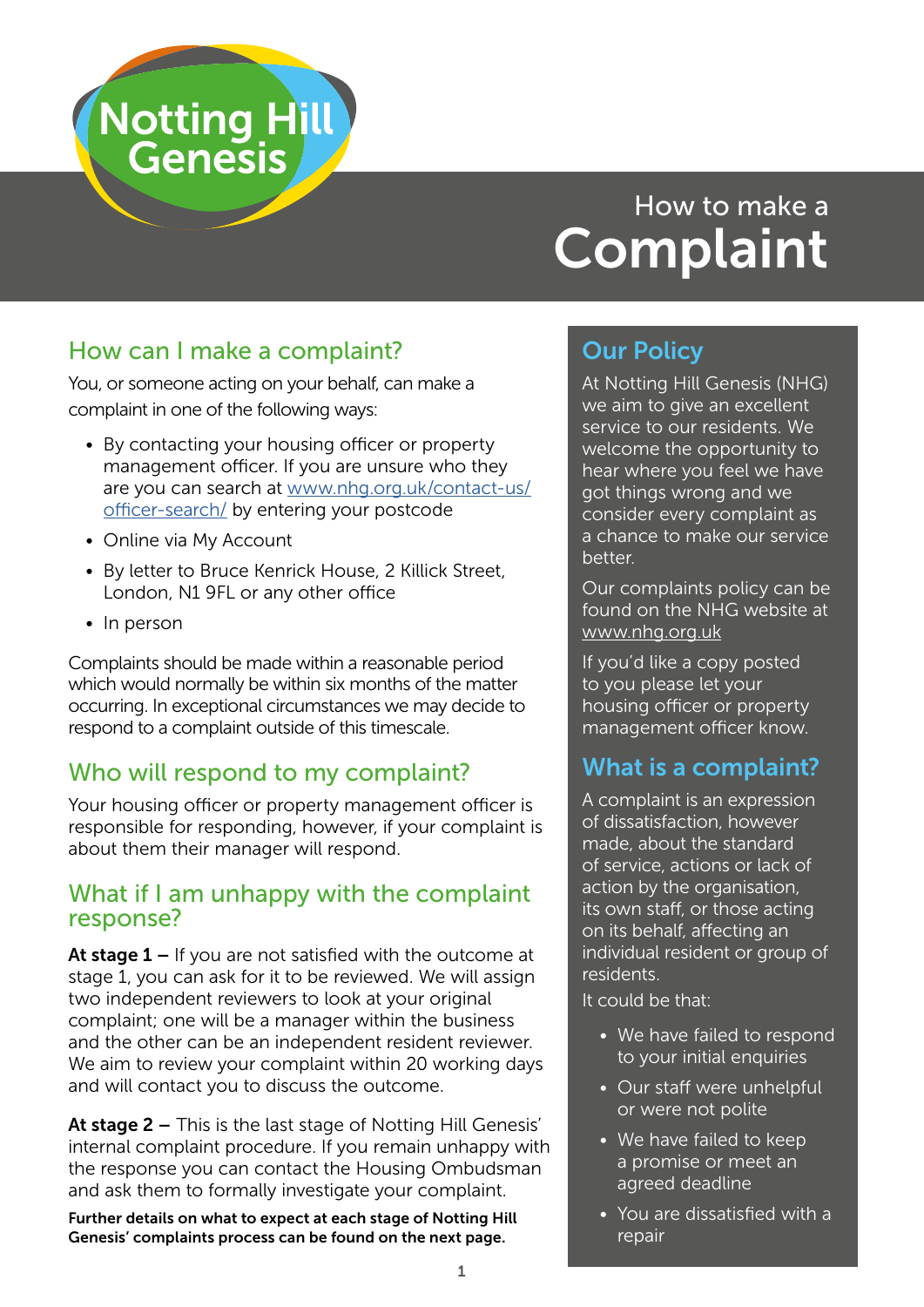Notting Hill Genesis

# How to make a Complaint

## How can I make a complaint?

You, or someone acting on your behalf, can make a complaint in one of the following ways:

- By contacting your housing officer or property management officer. If you are unsure who they are you can search at www.nhg.org.uk/contact-us/officer-search/ by entering your postcode
- Online via My Account
- By letter to Bruce Kenrick House, 2 Killick Street, London, N1 9FL or any other office
- In person

Complaints should be made within a reasonable period which would normally be within six months of the matter occurring. In exceptional circumstances we may decide to respond to a complaint outside of this timescale.

## Who will respond to my complaint?

Your housing officer or property management officer is responsible for responding, however, if your complaint is about them their manager will respond.

## What if I am unhappy with the complaint response?

**At stage 1 –** If you are not satisfied with the outcome at stage 1, you can ask for it to be reviewed. We will assign two independent reviewers to look at your original complaint; one will be a manager within the business and the other can be an independent resident reviewer. We aim to review your complaint within 20 working days and will contact you to discuss the outcome.

**At stage 2 –** This is the last stage of Notting Hill Genesis' internal complaint procedure. If you remain unhappy with the response you can contact the Housing Ombudsman and ask them to formally investigate your complaint.

**Further details on what to expect at each stage of Notting Hill Genesis' complaints process can be found on the next page.**

## Our Policy

At Notting Hill Genesis (NHG) we aim to give an excellent service to our residents. We welcome the opportunity to hear where you feel we have got things wrong and we consider every complaint as a chance to make our service better.

Our complaints policy can be found on the NHG website at www.nhg.org.uk

If you'd like a copy posted to you please let your housing officer or property management officer know.

## What is a complaint?

A complaint is an expression of dissatisfaction, however made, about the standard of service, actions or lack of action by the organisation, its own staff, or those acting on its behalf, affecting an individual resident or group of residents.

It could be that:

- We have failed to respond to your initial enquiries
- Our staff were unhelpful or were not polite
- We have failed to keep a promise or meet an agreed deadline
- You are dissatisfied with a repair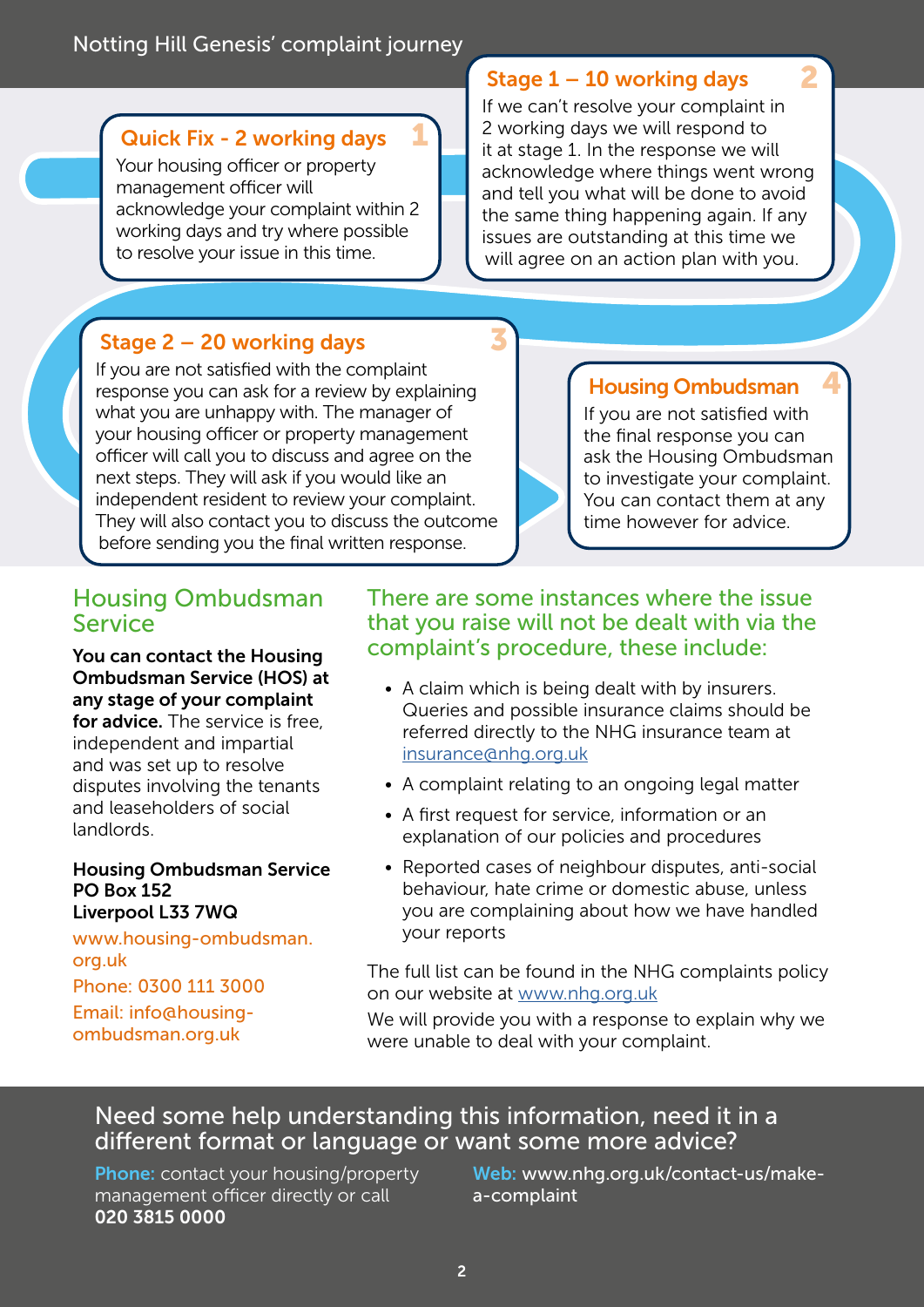# Notting Hill Genesis' complaint journey

### Quick Fix - 2 working days 1

Your housing officer or property management officer will acknowledge your complaint within 2 working days and try where possible to resolve your issue in this time.

### Stage 1 – 10 working days 2

If we can't resolve your complaint in 2 working days we will respond to it at stage 1. In the response we will acknowledge where things went wrong and tell you what will be done to avoid the same thing happening again. If any issues are outstanding at this time we will agree on an action plan with you.

### Stage 2 – 20 working days 3

If you are not satisfied with the complaint response you can ask for a review by explaining what you are unhappy with. The manager of your housing officer or property management officer will call you to discuss and agree on the next steps. They will ask if you would like an independent resident to review your complaint. They will also contact you to discuss the outcome before sending you the final written response.

### Housing Ombudsman 4

If you are not satisfied with the final response you can ask the Housing Ombudsman to investigate your complaint. You can contact them at any time however for advice.

## Housing Ombudsman Service

**You can contact the Housing Ombudsman Service (HOS) at any stage of your complaint for advice.** The service is free, independent and impartial and was set up to resolve disputes involving the tenants and leaseholders of social landlords.

**Housing Ombudsman Service**
**PO Box 152**
**Liverpool L33 7WQ**

www.housing-ombudsman.org.uk

Phone: 0300 111 3000

Email: info@housing-ombudsman.org.uk

## There are some instances where the issue that you raise will not be dealt with via the complaint's procedure, these include:

- A claim which is being dealt with by insurers. Queries and possible insurance claims should be referred directly to the NHG insurance team at insurance@nhg.org.uk
- A complaint relating to an ongoing legal matter
- A first request for service, information or an explanation of our policies and procedures
- Reported cases of neighbour disputes, anti-social behaviour, hate crime or domestic abuse, unless you are complaining about how we have handled your reports

The full list can be found in the NHG complaints policy on our website at www.nhg.org.uk

We will provide you with a response to explain why we were unable to deal with your complaint.

## Need some help understanding this information, need it in a different format or language or want some more advice?

**Phone:** contact your housing/property management officer directly or call **020 3815 0000**

**Web:** www.nhg.org.uk/contact-us/make-a-complaint